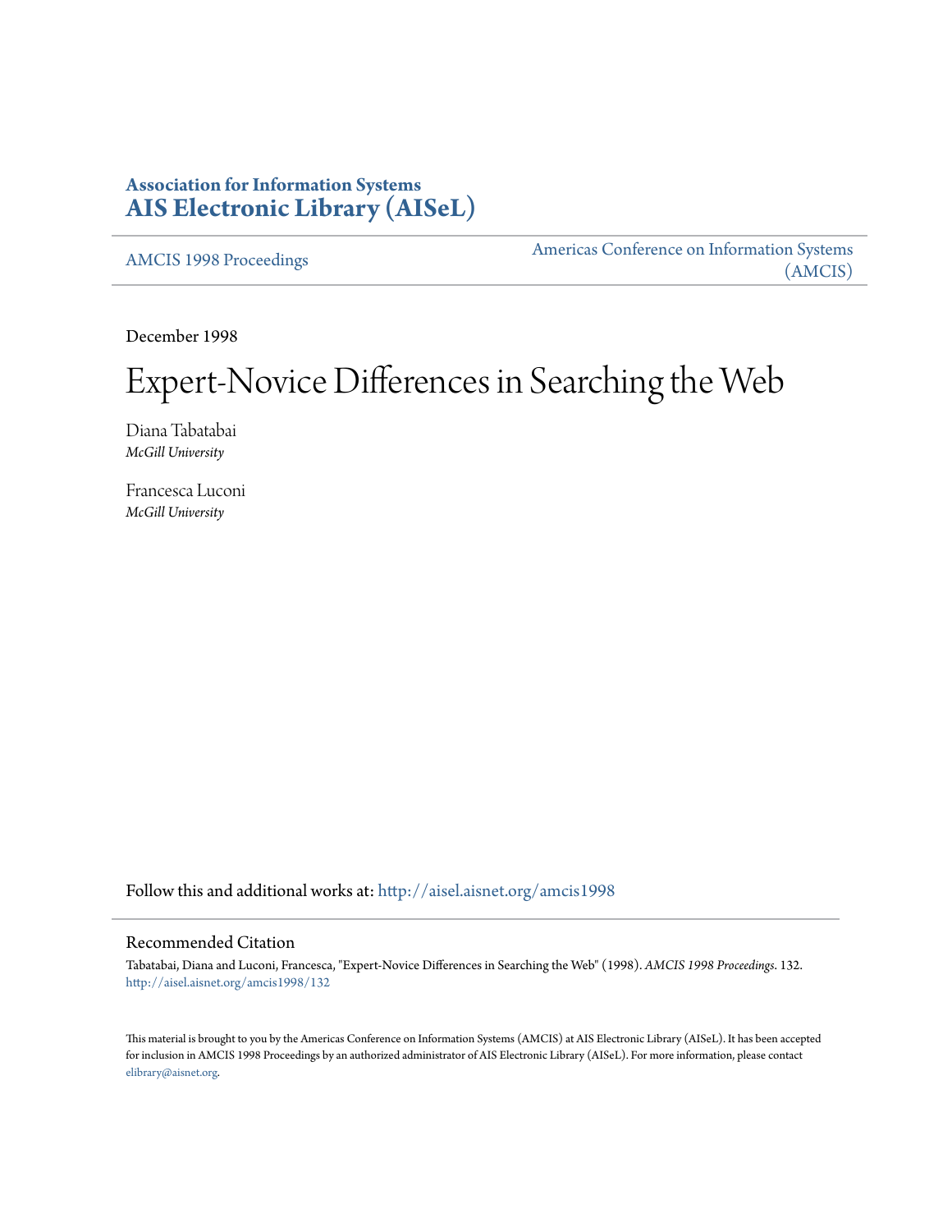**Association for Information Systems**
**AIS Electronic Library (AISeL)**

AMCIS 1998 Proceedings

Americas Conference on Information Systems (AMCIS)

December 1998

# Expert-Novice Differences in Searching the Web

Diana Tabatabai
*McGill University*

Francesca Luconi
*McGill University*

Follow this and additional works at: http://aisel.aisnet.org/amcis1998

## Recommended Citation

Tabatabai, Diana and Luconi, Francesca, "Expert-Novice Differences in Searching the Web" (1998). *AMCIS 1998 Proceedings*. 132.
http://aisel.aisnet.org/amcis1998/132

This material is brought to you by the Americas Conference on Information Systems (AMCIS) at AIS Electronic Library (AISeL). It has been accepted for inclusion in AMCIS 1998 Proceedings by an authorized administrator of AIS Electronic Library (AISeL). For more information, please contact elibrary@aisnet.org.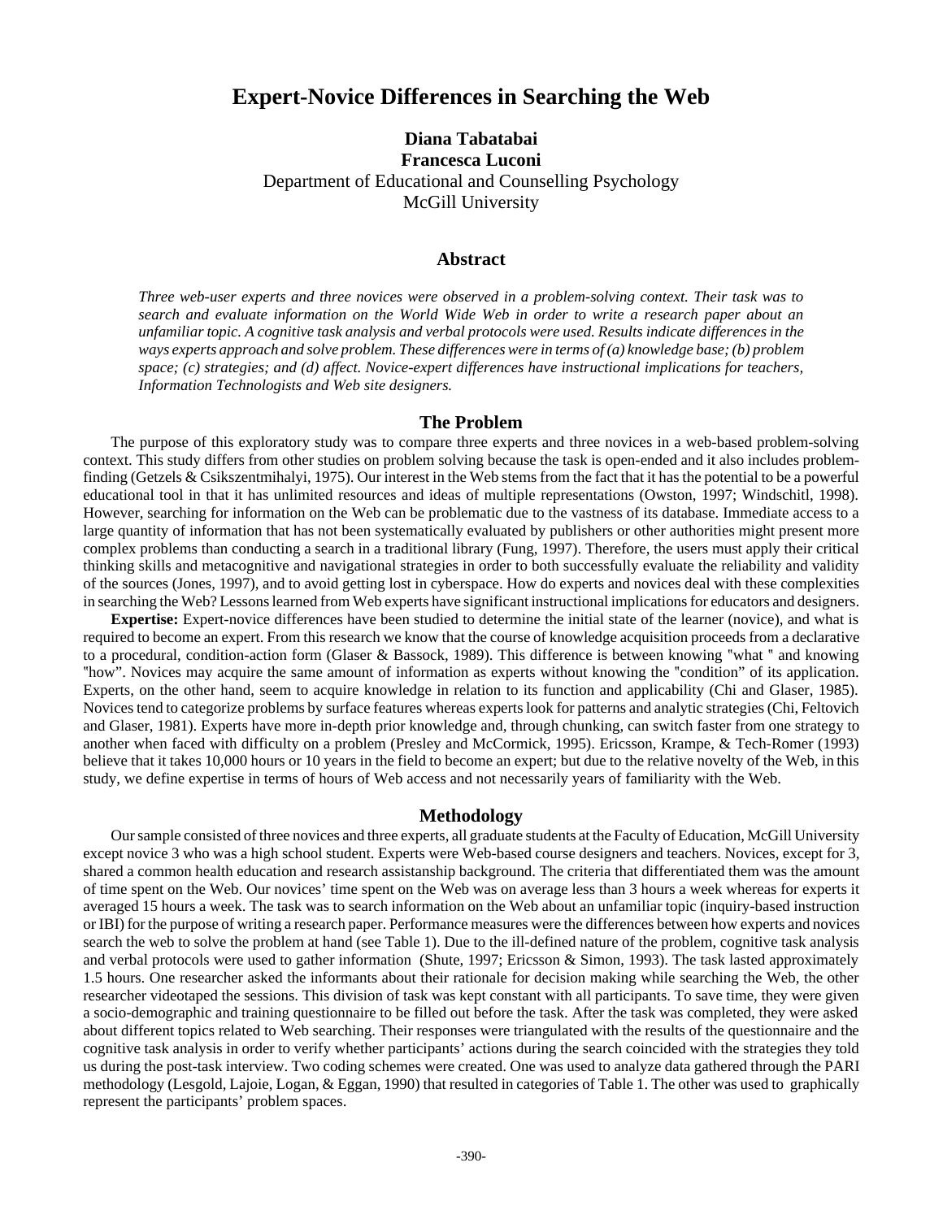# Expert-Novice Differences in Searching the Web

**Diana Tabatabai**
**Francesca Luconi**
Department of Educational and Counselling Psychology
McGill University

## Abstract

*Three web-user experts and three novices were observed in a problem-solving context. Their task was to search and evaluate information on the World Wide Web in order to write a research paper about an unfamiliar topic. A cognitive task analysis and verbal protocols were used. Results indicate differences in the ways experts approach and solve problem. These differences were in terms of (a) knowledge base; (b) problem space; (c) strategies; and (d) affect. Novice-expert differences have instructional implications for teachers, Information Technologists and Web site designers.*

## The Problem

The purpose of this exploratory study was to compare three experts and three novices in a web-based problem-solving context. This study differs from other studies on problem solving because the task is open-ended and it also includes problem-finding (Getzels & Csikszentmihalyi, 1975). Our interest in the Web stems from the fact that it has the potential to be a powerful educational tool in that it has unlimited resources and ideas of multiple representations (Owston, 1997; Windschitl, 1998). However, searching for information on the Web can be problematic due to the vastness of its database. Immediate access to a large quantity of information that has not been systematically evaluated by publishers or other authorities might present more complex problems than conducting a search in a traditional library (Fung, 1997). Therefore, the users must apply their critical thinking skills and metacognitive and navigational strategies in order to both successfully evaluate the reliability and validity of the sources (Jones, 1997), and to avoid getting lost in cyberspace. How do experts and novices deal with these complexities in searching the Web? Lessons learned from Web experts have significant instructional implications for educators and designers.

**Expertise:** Expert-novice differences have been studied to determine the initial state of the learner (novice), and what is required to become an expert. From this research we know that the course of knowledge acquisition proceeds from a declarative to a procedural, condition-action form (Glaser & Bassock, 1989). This difference is between knowing "what " and knowing "how". Novices may acquire the same amount of information as experts without knowing the "condition" of its application. Experts, on the other hand, seem to acquire knowledge in relation to its function and applicability (Chi and Glaser, 1985). Novices tend to categorize problems by surface features whereas experts look for patterns and analytic strategies (Chi, Feltovich and Glaser, 1981). Experts have more in-depth prior knowledge and, through chunking, can switch faster from one strategy to another when faced with difficulty on a problem (Presley and McCormick, 1995). Ericsson, Krampe, & Tech-Romer (1993) believe that it takes 10,000 hours or 10 years in the field to become an expert; but due to the relative novelty of the Web, in this study, we define expertise in terms of hours of Web access and not necessarily years of familiarity with the Web.

## Methodology

Our sample consisted of three novices and three experts, all graduate students at the Faculty of Education, McGill University except novice 3 who was a high school student. Experts were Web-based course designers and teachers. Novices, except for 3, shared a common health education and research assistanship background. The criteria that differentiated them was the amount of time spent on the Web. Our novices' time spent on the Web was on average less than 3 hours a week whereas for experts it averaged 15 hours a week. The task was to search information on the Web about an unfamiliar topic (inquiry-based instruction or IBI) for the purpose of writing a research paper. Performance measures were the differences between how experts and novices search the web to solve the problem at hand (see Table 1). Due to the ill-defined nature of the problem, cognitive task analysis and verbal protocols were used to gather information (Shute, 1997; Ericsson & Simon, 1993). The task lasted approximately 1.5 hours. One researcher asked the informants about their rationale for decision making while searching the Web, the other researcher videotaped the sessions. This division of task was kept constant with all participants. To save time, they were given a socio-demographic and training questionnaire to be filled out before the task. After the task was completed, they were asked about different topics related to Web searching. Their responses were triangulated with the results of the questionnaire and the cognitive task analysis in order to verify whether participants' actions during the search coincided with the strategies they told us during the post-task interview. Two coding schemes were created. One was used to analyze data gathered through the PARI methodology (Lesgold, Lajoie, Logan, & Eggan, 1990) that resulted in categories of Table 1. The other was used to graphically represent the participants' problem spaces.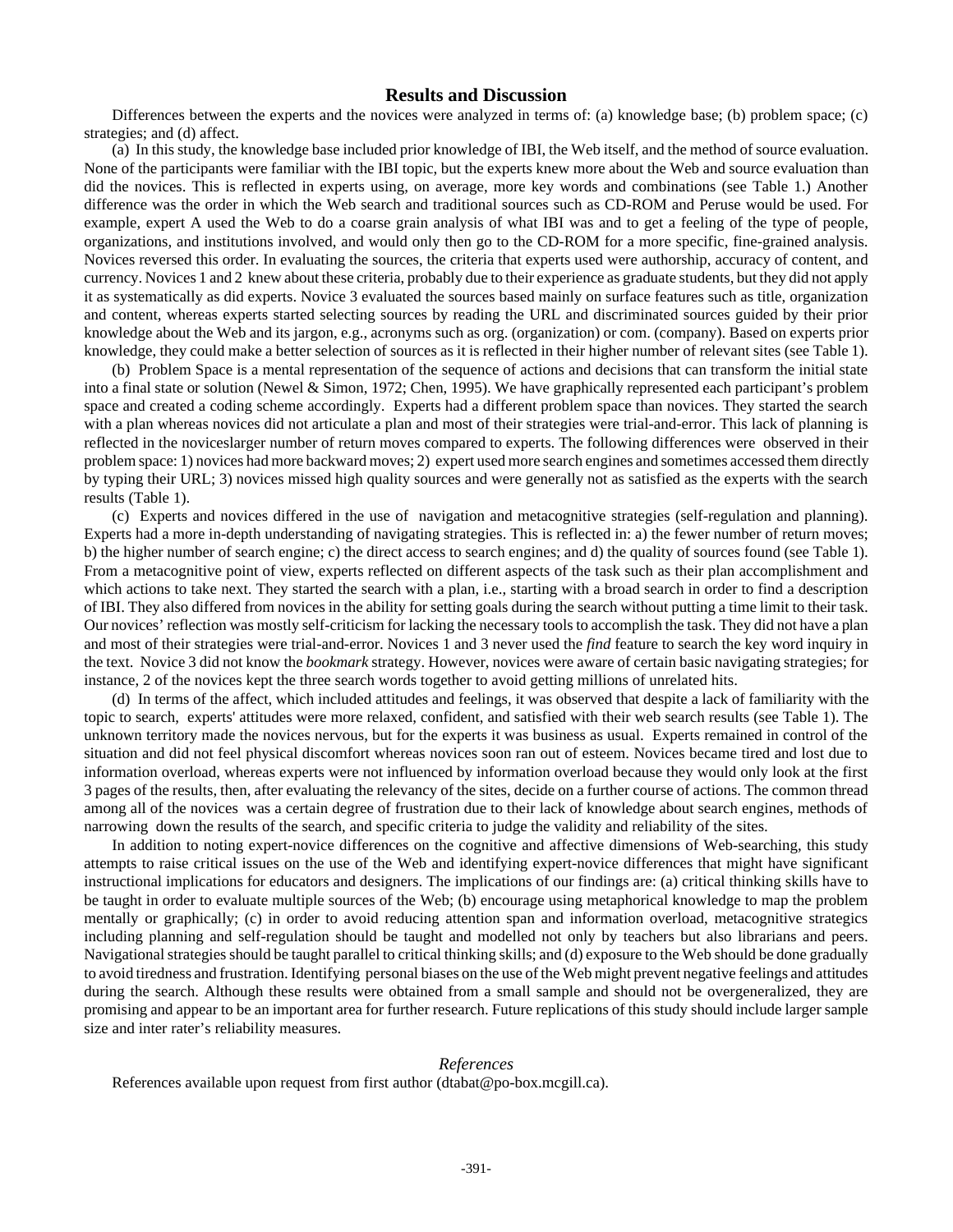## Results and Discussion

Differences between the experts and the novices were analyzed in terms of: (a) knowledge base; (b) problem space; (c) strategies; and (d) affect.

(a) In this study, the knowledge base included prior knowledge of IBI, the Web itself, and the method of source evaluation. None of the participants were familiar with the IBI topic, but the experts knew more about the Web and source evaluation than did the novices. This is reflected in experts using, on average, more key words and combinations (see Table 1.) Another difference was the order in which the Web search and traditional sources such as CD-ROM and Peruse would be used. For example, expert A used the Web to do a coarse grain analysis of what IBI was and to get a feeling of the type of people, organizations, and institutions involved, and would only then go to the CD-ROM for a more specific, fine-grained analysis. Novices reversed this order. In evaluating the sources, the criteria that experts used were authorship, accuracy of content, and currency. Novices 1 and 2 knew about these criteria, probably due to their experience as graduate students, but they did not apply it as systematically as did experts. Novice 3 evaluated the sources based mainly on surface features such as title, organization and content, whereas experts started selecting sources by reading the URL and discriminated sources guided by their prior knowledge about the Web and its jargon, e.g., acronyms such as org. (organization) or com. (company). Based on experts prior knowledge, they could make a better selection of sources as it is reflected in their higher number of relevant sites (see Table 1).

(b) Problem Space is a mental representation of the sequence of actions and decisions that can transform the initial state into a final state or solution (Newel & Simon, 1972; Chen, 1995). We have graphically represented each participant's problem space and created a coding scheme accordingly. Experts had a different problem space than novices. They started the search with a plan whereas novices did not articulate a plan and most of their strategies were trial-and-error. This lack of planning is reflected in the noviceslarger number of return moves compared to experts. The following differences were observed in their problem space: 1) novices had more backward moves; 2) expert used more search engines and sometimes accessed them directly by typing their URL; 3) novices missed high quality sources and were generally not as satisfied as the experts with the search results (Table 1).

(c) Experts and novices differed in the use of navigation and metacognitive strategies (self-regulation and planning). Experts had a more in-depth understanding of navigating strategies. This is reflected in: a) the fewer number of return moves; b) the higher number of search engine; c) the direct access to search engines; and d) the quality of sources found (see Table 1). From a metacognitive point of view, experts reflected on different aspects of the task such as their plan accomplishment and which actions to take next. They started the search with a plan, i.e., starting with a broad search in order to find a description of IBI. They also differed from novices in the ability for setting goals during the search without putting a time limit to their task. Our novices' reflection was mostly self-criticism for lacking the necessary tools to accomplish the task. They did not have a plan and most of their strategies were trial-and-error. Novices 1 and 3 never used the *find* feature to search the key word inquiry in the text. Novice 3 did not know the *bookmark* strategy. However, novices were aware of certain basic navigating strategies; for instance, 2 of the novices kept the three search words together to avoid getting millions of unrelated hits.

(d) In terms of the affect, which included attitudes and feelings, it was observed that despite a lack of familiarity with the topic to search, experts' attitudes were more relaxed, confident, and satisfied with their web search results (see Table 1). The unknown territory made the novices nervous, but for the experts it was business as usual. Experts remained in control of the situation and did not feel physical discomfort whereas novices soon ran out of esteem. Novices became tired and lost due to information overload, whereas experts were not influenced by information overload because they would only look at the first 3 pages of the results, then, after evaluating the relevancy of the sites, decide on a further course of actions. The common thread among all of the novices was a certain degree of frustration due to their lack of knowledge about search engines, methods of narrowing down the results of the search, and specific criteria to judge the validity and reliability of the sites.

In addition to noting expert-novice differences on the cognitive and affective dimensions of Web-searching, this study attempts to raise critical issues on the use of the Web and identifying expert-novice differences that might have significant instructional implications for educators and designers. The implications of our findings are: (a) critical thinking skills have to be taught in order to evaluate multiple sources of the Web; (b) encourage using metaphorical knowledge to map the problem mentally or graphically; (c) in order to avoid reducing attention span and information overload, metacognitive strategics including planning and self-regulation should be taught and modelled not only by teachers but also librarians and peers. Navigational strategies should be taught parallel to critical thinking skills; and (d) exposure to the Web should be done gradually to avoid tiredness and frustration. Identifying personal biases on the use of the Web might prevent negative feelings and attitudes during the search. Although these results were obtained from a small sample and should not be overgeneralized, they are promising and appear to be an important area for further research. Future replications of this study should include larger sample size and inter rater's reliability measures.

### *References*

References available upon request from first author (dtabat@po-box.mcgill.ca).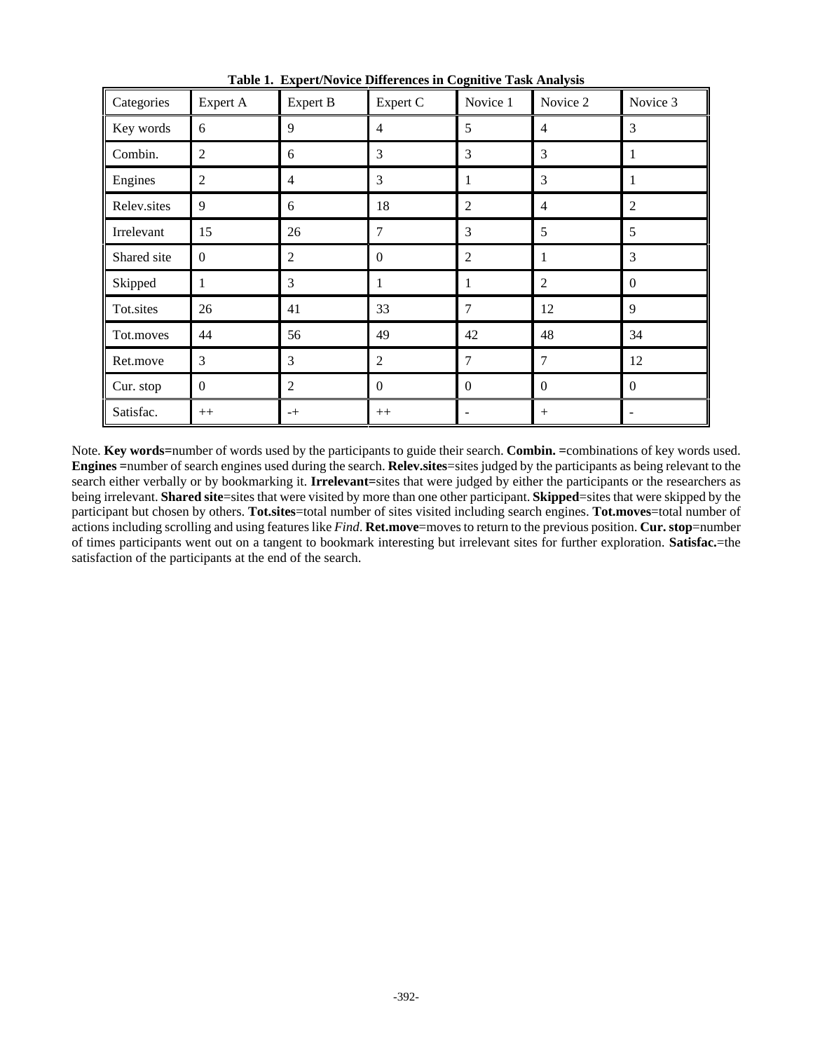**Table 1. Expert/Novice Differences in Cognitive Task Analysis**

| Categories | Expert A | Expert B | Expert C | Novice 1 | Novice 2 | Novice 3 |
|---|---|---|---|---|---|---|
| Key words | 6 | 9 | 4 | 5 | 4 | 3 |
| Combin. | 2 | 6 | 3 | 3 | 3 | 1 |
| Engines | 2 | 4 | 3 | 1 | 3 | 1 |
| Relev.sites | 9 | 6 | 18 | 2 | 4 | 2 |
| Irrelevant | 15 | 26 | 7 | 3 | 5 | 5 |
| Shared site | 0 | 2 | 0 | 2 | 1 | 3 |
| Skipped | 1 | 3 | 1 | 1 | 2 | 0 |
| Tot.sites | 26 | 41 | 33 | 7 | 12 | 9 |
| Tot.moves | 44 | 56 | 49 | 42 | 48 | 34 |
| Ret.move | 3 | 3 | 2 | 7 | 7 | 12 |
| Cur. stop | 0 | 2 | 0 | 0 | 0 | 0 |
| Satisfac. | ++ | -+ | ++ | - | + | - |

Note. **Key words=**number of words used by the participants to guide their search. **Combin. =**combinations of key words used. **Engines =**number of search engines used during the search. **Relev.sites**=sites judged by the participants as being relevant to the search either verbally or by bookmarking it. **Irrelevant=**sites that were judged by either the participants or the researchers as being irrelevant. **Shared site**=sites that were visited by more than one other participant. **Skipped**=sites that were skipped by the participant but chosen by others. **Tot.sites**=total number of sites visited including search engines. **Tot.moves**=total number of actions including scrolling and using features like *Find*. **Ret.move**=moves to return to the previous position. **Cur. stop**=number of times participants went out on a tangent to bookmark interesting but irrelevant sites for further exploration. **Satisfac.**=the satisfaction of the participants at the end of the search.